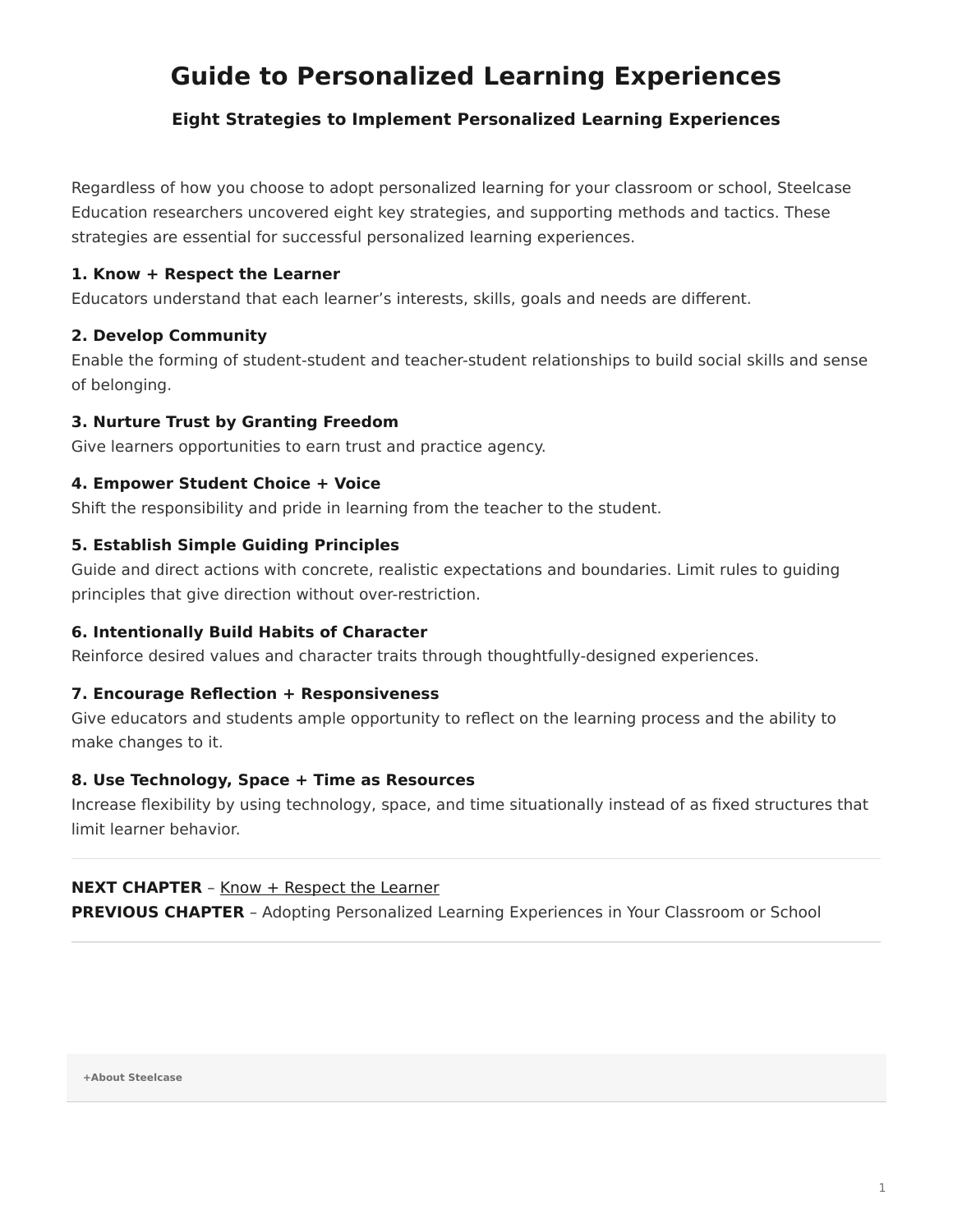# Guide to Personalized Learning Experiences

## Eight Strategies to Implement Personalized Learning Experiences

Regardless of how you choose to adopt personalized learning for your classroom or school, Steelcase Education researchers uncovered eight key strategies, and supporting methods and tactics. These strategies are essential for successful personalized learning experiences.

**1. Know + Respect the Learner**
Educators understand that each learner's interests, skills, goals and needs are different.

**2. Develop Community**
Enable the forming of student-student and teacher-student relationships to build social skills and sense of belonging.

**3. Nurture Trust by Granting Freedom**
Give learners opportunities to earn trust and practice agency.

**4. Empower Student Choice + Voice**
Shift the responsibility and pride in learning from the teacher to the student.

**5. Establish Simple Guiding Principles**
Guide and direct actions with concrete, realistic expectations and boundaries. Limit rules to guiding principles that give direction without over-restriction.

**6. Intentionally Build Habits of Character**
Reinforce desired values and character traits through thoughtfully-designed experiences.

**7. Encourage Reflection + Responsiveness**
Give educators and students ample opportunity to reflect on the learning process and the ability to make changes to it.

**8. Use Technology, Space + Time as Resources**
Increase flexibility by using technology, space, and time situationally instead of as fixed structures that limit learner behavior.

---

**NEXT CHAPTER** – Know + Respect the Learner
**PREVIOUS CHAPTER** – Adopting Personalized Learning Experiences in Your Classroom or School

---

**+About Steelcase**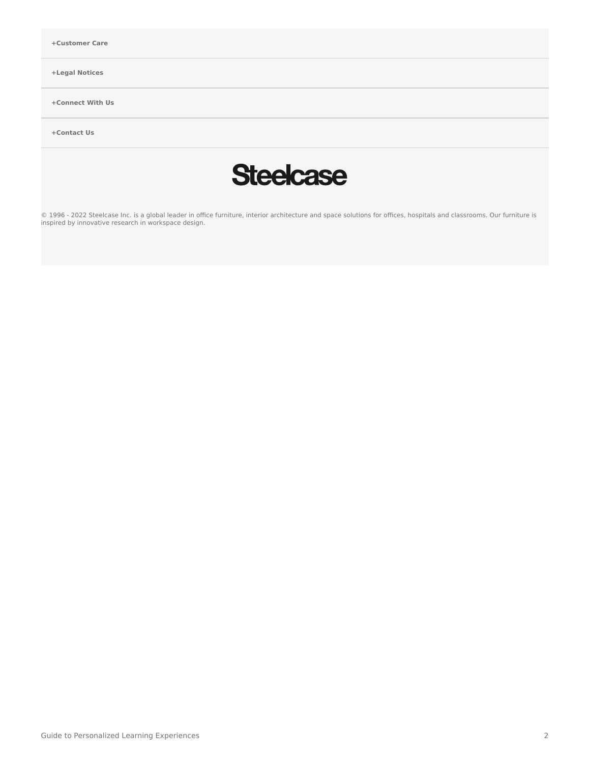**+Customer Care**

**+Legal Notices**

**+Connect With Us**

**+Contact Us**

Steelcase

© 1996 - 2022 Steelcase Inc. is a global leader in office furniture, interior architecture and space solutions for offices, hospitals and classrooms. Our furniture is inspired by innovative research in workspace design.